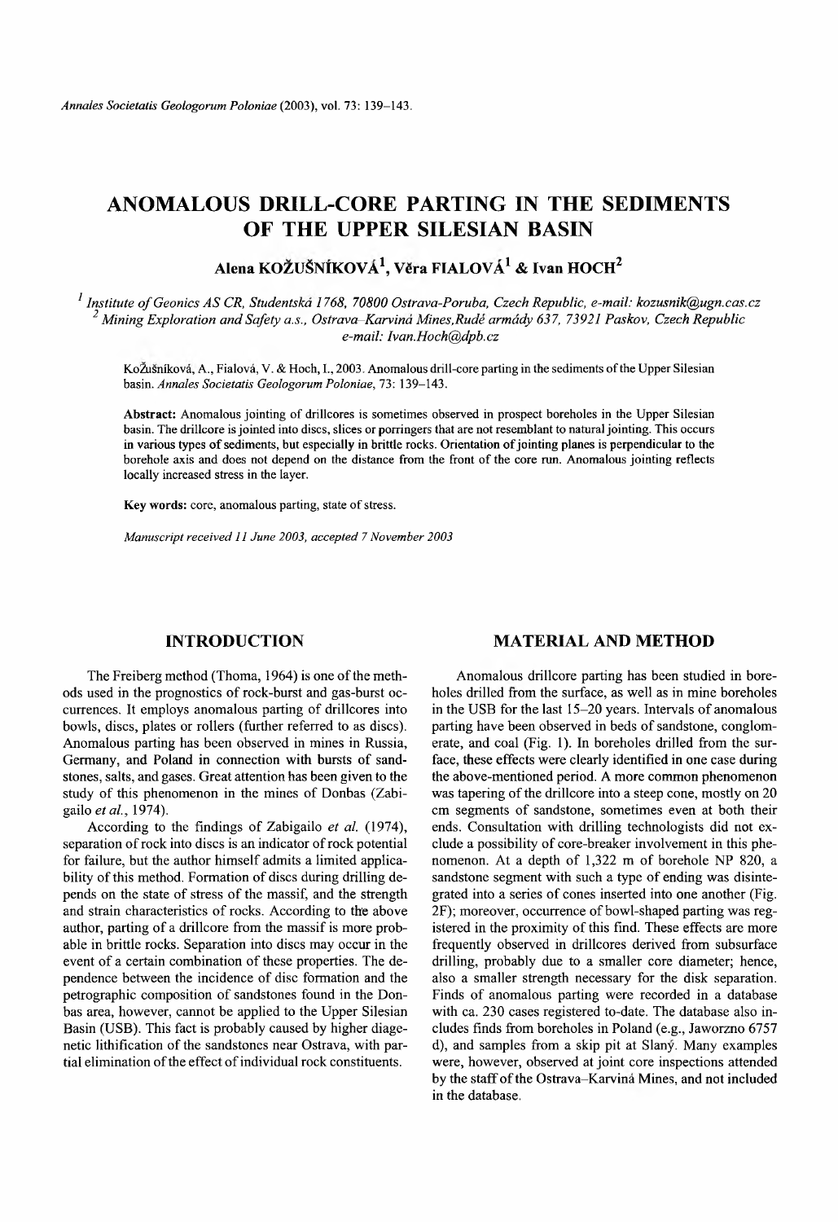# ANOMALOUS DRILL-CORE PARTING IN THE SEDIMENTS OF THE UPPER SILESIAN BASIN

**Alena KOŽUŠNÍKOVÁ[1], Věra FIALOVÁ[1] & Ivan HOCH[2]**

[1] *Institute of Geonics AS CR, Studentská 1768, 70800 Ostrava-Poruba, Czech Republic, e-mail: kozusnik@ugn.cas.cz*
[2] *Mining Exploration and Safety a.s., Ostrava–Karviná Mines, Rudé armády 637, 73921 Paskov, Czech Republic e-mail: Ivan.Hoch@dpb.cz*

Kožušníková, A., Fialová, V. & Hoch, I., 2003. Anomalous drill-core parting in the sediments of the Upper Silesian basin. *Annales Societatis Geologorum Poloniae*, 73: 139–143.

**Abstract:** Anomalous jointing of drillcores is sometimes observed in prospect boreholes in the Upper Silesian basin. The drillcore is jointed into discs, slices or porringers that are not resemblant to natural jointing. This occurs in various types of sediments, but especially in brittle rocks. Orientation of jointing planes is perpendicular to the borehole axis and does not depend on the distance from the front of the core run. Anomalous jointing reflects locally increased stress in the layer.

**Key words:** core, anomalous parting, state of stress.

*Manuscript received 11 June 2003, accepted 7 November 2003*

## INTRODUCTION

The Freiberg method (Thoma, 1964) is one of the methods used in the prognostics of rock-burst and gas-burst occurrences. It employs anomalous parting of drillcores into bowls, discs, plates or rollers (further referred to as discs). Anomalous parting has been observed in mines in Russia, Germany, and Poland in connection with bursts of sandstones, salts, and gases. Great attention has been given to the study of this phenomenon in the mines of Donbas (Zabigailo *et al.*, 1974).

According to the findings of Zabigailo *et al.* (1974), separation of rock into discs is an indicator of rock potential for failure, but the author himself admits a limited applicability of this method. Formation of discs during drilling depends on the state of stress of the massif, and the strength and strain characteristics of rocks. According to the above author, parting of a drillcore from the massif is more probable in brittle rocks. Separation into discs may occur in the event of a certain combination of these properties. The dependence between the incidence of disc formation and the petrographic composition of sandstones found in the Donbas area, however, cannot be applied to the Upper Silesian Basin (USB). This fact is probably caused by higher diagenetic lithification of the sandstones near Ostrava, with partial elimination of the effect of individual rock constituents.

## MATERIAL AND METHOD

Anomalous drillcore parting has been studied in boreholes drilled from the surface, as well as in mine boreholes in the USB for the last 15–20 years. Intervals of anomalous parting have been observed in beds of sandstone, conglomerate, and coal (Fig. 1). In boreholes drilled from the surface, these effects were clearly identified in one case during the above-mentioned period. A more common phenomenon was tapering of the drillcore into a steep cone, mostly on 20 cm segments of sandstone, sometimes even at both their ends. Consultation with drilling technologists did not exclude a possibility of core-breaker involvement in this phenomenon. At a depth of 1,322 m of borehole NP 820, a sandstone segment with such a type of ending was disintegrated into a series of cones inserted into one another (Fig. 2F); moreover, occurrence of bowl-shaped parting was registered in the proximity of this find. These effects are more frequently observed in drillcores derived from subsurface drilling, probably due to a smaller core diameter; hence, also a smaller strength necessary for the disk separation. Finds of anomalous parting were recorded in a database with ca. 230 cases registered to-date. The database also includes finds from boreholes in Poland (e.g., Jaworzno 6757 d), and samples from a skip pit at Slaný. Many examples were, however, observed at joint core inspections attended by the staff of the Ostrava–Karviná Mines, and not included in the database.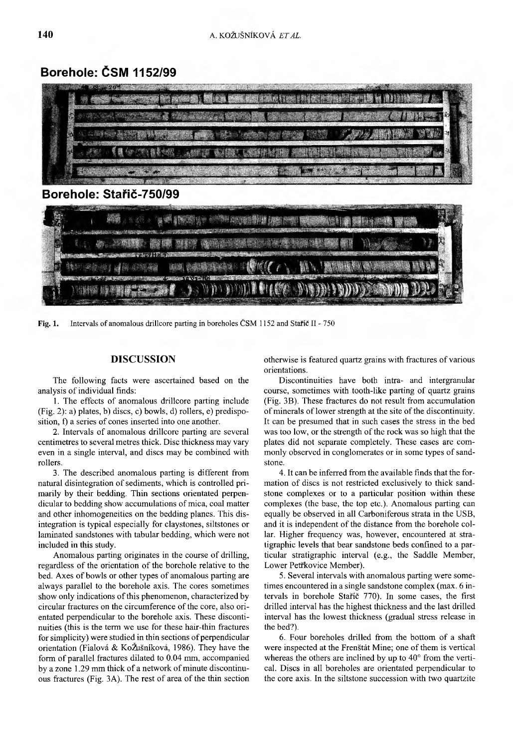**Borehole: ČSM 1152/99**

**Borehole: Stařič-750/99**

**Fig. 1.** Intervals of anomalous drillcore parting in boreholes ČSM 1152 and Stařič II - 750

## DISCUSSION

The following facts were ascertained based on the analysis of individual finds:

1. The effects of anomalous drillcore parting include (Fig. 2): a) plates, b) discs, c) bowls, d) rollers, e) predisposition, f) a series of cones inserted into one another.

2. Intervals of anomalous drillcore parting are several centimetres to several metres thick. Disc thickness may vary even in a single interval, and discs may be combined with rollers.

3. The described anomalous parting is different from natural disintegration of sediments, which is controlled primarily by their bedding. Thin sections orientated perpendicular to bedding show accumulations of mica, coal matter and other inhomogeneities on the bedding planes. This disintegration is typical especially for claystones, siltstones or laminated sandstones with tabular bedding, which were not included in this study.

Anomalous parting originates in the course of drilling, regardless of the orientation of the borehole relative to the bed. Axes of bowls or other types of anomalous parting are always parallel to the borehole axis. The cores sometimes show only indications of this phenomenon, characterized by circular fractures on the circumference of the core, also orientated perpendicular to the borehole axis. These discontinuities (this is the term we use for these hair-thin fractures for simplicity) were studied in thin sections of perpendicular orientation (Fialová & Kožušníková, 1986). They have the form of parallel fractures dilated to 0.04 mm, accompanied by a zone 1.29 mm thick of a network of minute discontinuous fractures (Fig. 3A). The rest of area of the thin section otherwise is featured quartz grains with fractures of various orientations.

Discontinuities have both intra- and intergranular course, sometimes with tooth-like parting of quartz grains (Fig. 3B). These fractures do not result from accumulation of minerals of lower strength at the site of the discontinuity. It can be presumed that in such cases the stress in the bed was too low, or the strength of the rock was so high that the plates did not separate completely. These cases are commonly observed in conglomerates or in some types of sandstone.

4. It can be inferred from the available finds that the formation of discs is not restricted exclusively to thick sandstone complexes or to a particular position within these complexes (the base, the top etc.). Anomalous parting can equally be observed in all Carboniferous strata in the USB, and it is independent of the distance from the borehole collar. Higher frequency was, however, encountered at stratigraphic levels that bear sandstone beds confined to a particular stratigraphic interval (e.g., the Saddle Member, Lower Petřkovice Member).

5. Several intervals with anomalous parting were sometimes encountered in a single sandstone complex (max. 6 intervals in borehole Stařič 770). In some cases, the first drilled interval has the highest thickness and the last drilled interval has the lowest thickness (gradual stress release in the bed?).

6. Four boreholes drilled from the bottom of a shaft were inspected at the Frenštát Mine; one of them is vertical whereas the others are inclined by up to 40° from the vertical. Discs in all boreholes are orientated perpendicular to the core axis. In the siltstone succession with two quartzite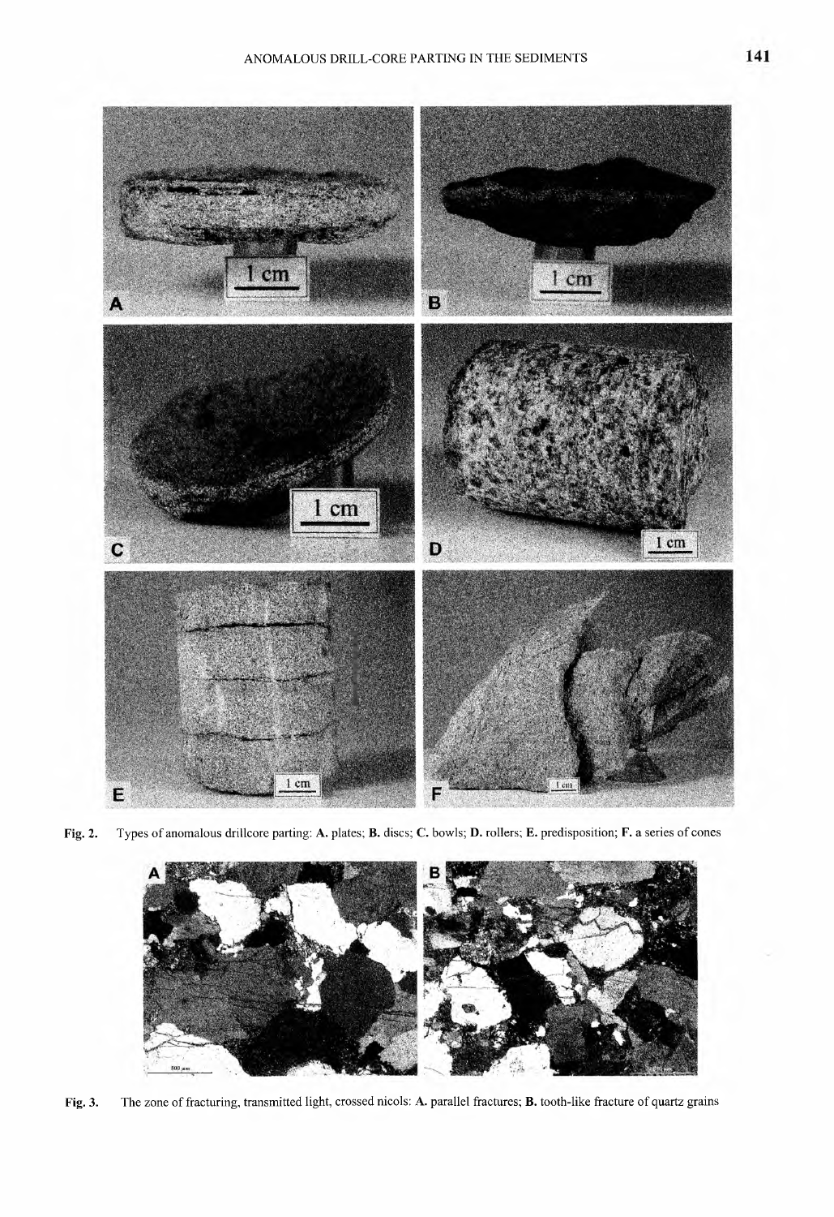Fig. 2. Types of anomalous drillcore parting: **A.** plates; **B.** discs; **C.** bowls; **D.** rollers; **E.** predisposition; **F.** a series of cones

Fig. 3. The zone of fracturing, transmitted light, crossed nicols: **A.** parallel fractures; **B.** tooth-like fracture of quartz grains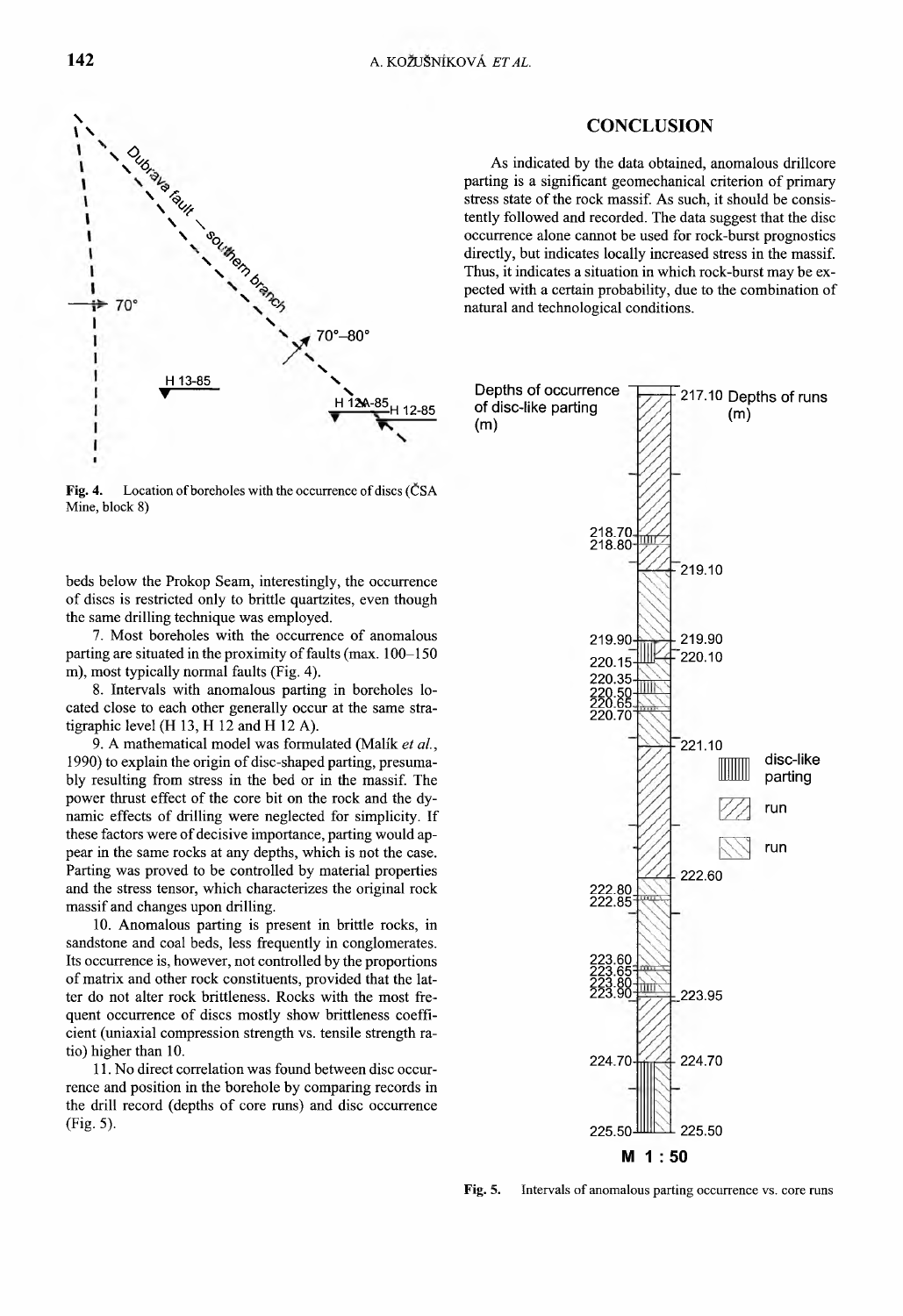beds below the Prokop Seam, interestingly, the occurrence of discs is restricted only to brittle quartzites, even though the same drilling technique was employed.

7. Most boreholes with the occurrence of anomalous parting are situated in the proximity of faults (max. 100–150 m), most typically normal faults (Fig. 4).

8. Intervals with anomalous parting in boreholes located close to each other generally occur at the same stratigraphic level (H 13, H 12 and H 12 A).

9. A mathematical model was formulated (Malík *et al.*, 1990) to explain the origin of disc-shaped parting, presumably resulting from stress in the bed or in the massif. The power thrust effect of the core bit on the rock and the dynamic effects of drilling were neglected for simplicity. If these factors were of decisive importance, parting would appear in the same rocks at any depths, which is not the case. Parting was proved to be controlled by material properties and the stress tensor, which characterizes the original rock massif and changes upon drilling.

10. Anomalous parting is present in brittle rocks, in sandstone and coal beds, less frequently in conglomerates. Its occurrence is, however, not controlled by the proportions of matrix and other rock constituents, provided that the latter do not alter rock brittleness. Rocks with the most frequent occurrence of discs mostly show brittleness coefficient (uniaxial compression strength vs. tensile strength ratio) higher than 10.

11. No direct correlation was found between disc occurrence and position in the borehole by comparing records in the drill record (depths of core runs) and disc occurrence (Fig. 5).

**Fig. 4.** Location of boreholes with the occurrence of discs (ČSA Mine, block 8)

## CONCLUSION

As indicated by the data obtained, anomalous drillcore parting is a significant geomechanical criterion of primary stress state of the rock massif. As such, it should be consistently followed and recorded. The data suggest that the disc occurrence alone cannot be used for rock-burst prognostics directly, but indicates locally increased stress in the massif. Thus, it indicates a situation in which rock-burst may be expected with a certain probability, due to the combination of natural and technological conditions.

**Fig. 5.** Intervals of anomalous parting occurrence vs. core runs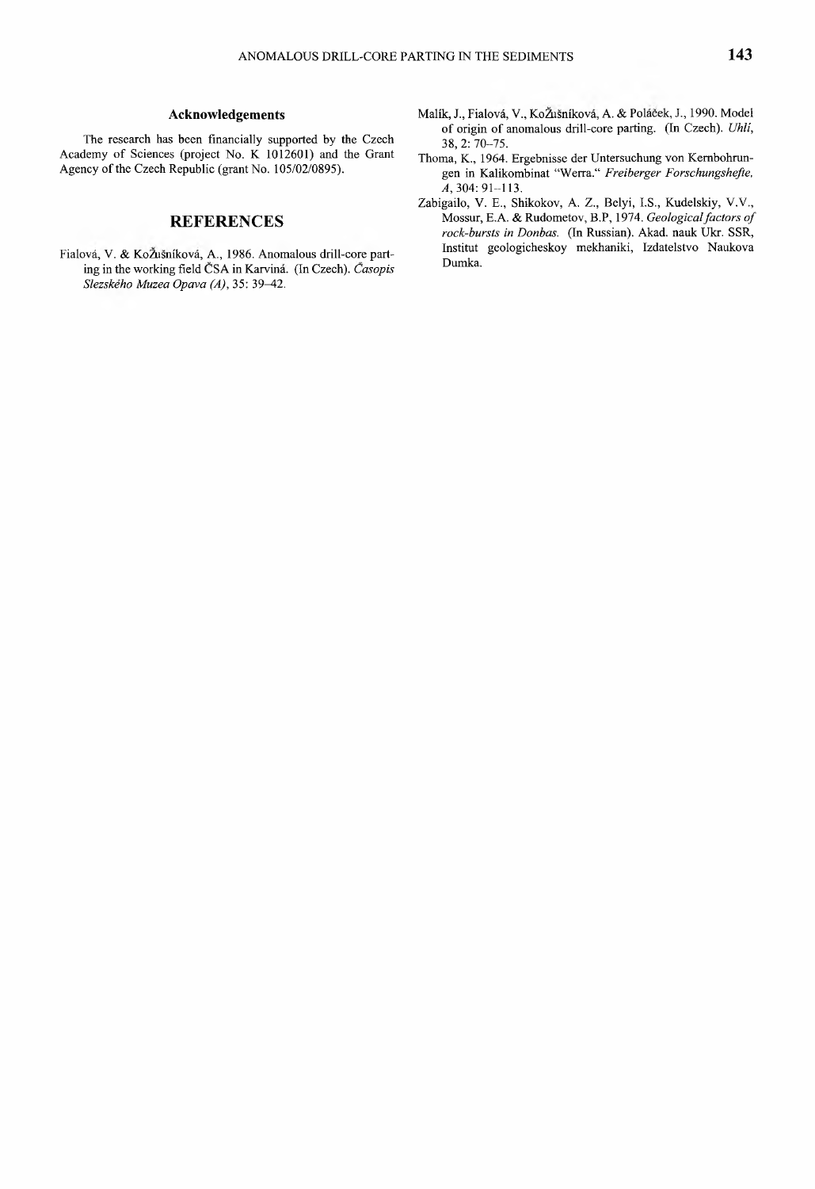### Acknowledgements

The research has been financially supported by the Czech Academy of Sciences (project No. K 1012601) and the Grant Agency of the Czech Republic (grant No. 105/02/0895).

## REFERENCES

Fialová, V. & Kožušníková, A., 1986. Anomalous drill-core parting in the working field ČSA in Karviná. (In Czech). *Časopis Slezského Muzea Opava (A)*, 35: 39–42.

Malík, J., Fialová, V., Kožušníková, A. & Poláček, J., 1990. Model of origin of anomalous drill-core parting. (In Czech). *Uhlí*, 38, 2: 70–75.

Thoma, K., 1964. Ergebnisse der Untersuchung von Kernbohrungen in Kalikombinat "Werra." *Freiberger Forschungshefte, A*, 304: 91–113.

Zabigailo, V. E., Shikokov, A. Z., Belyi, I.S., Kudelskiy, V.V., Mossur, E.A. & Rudometov, B.P, 1974. *Geological factors of rock-bursts in Donbas.* (In Russian). Akad. nauk Ukr. SSR, Institut geologicheskoy mekhaniki, Izdatelstvo Naukova Dumka.